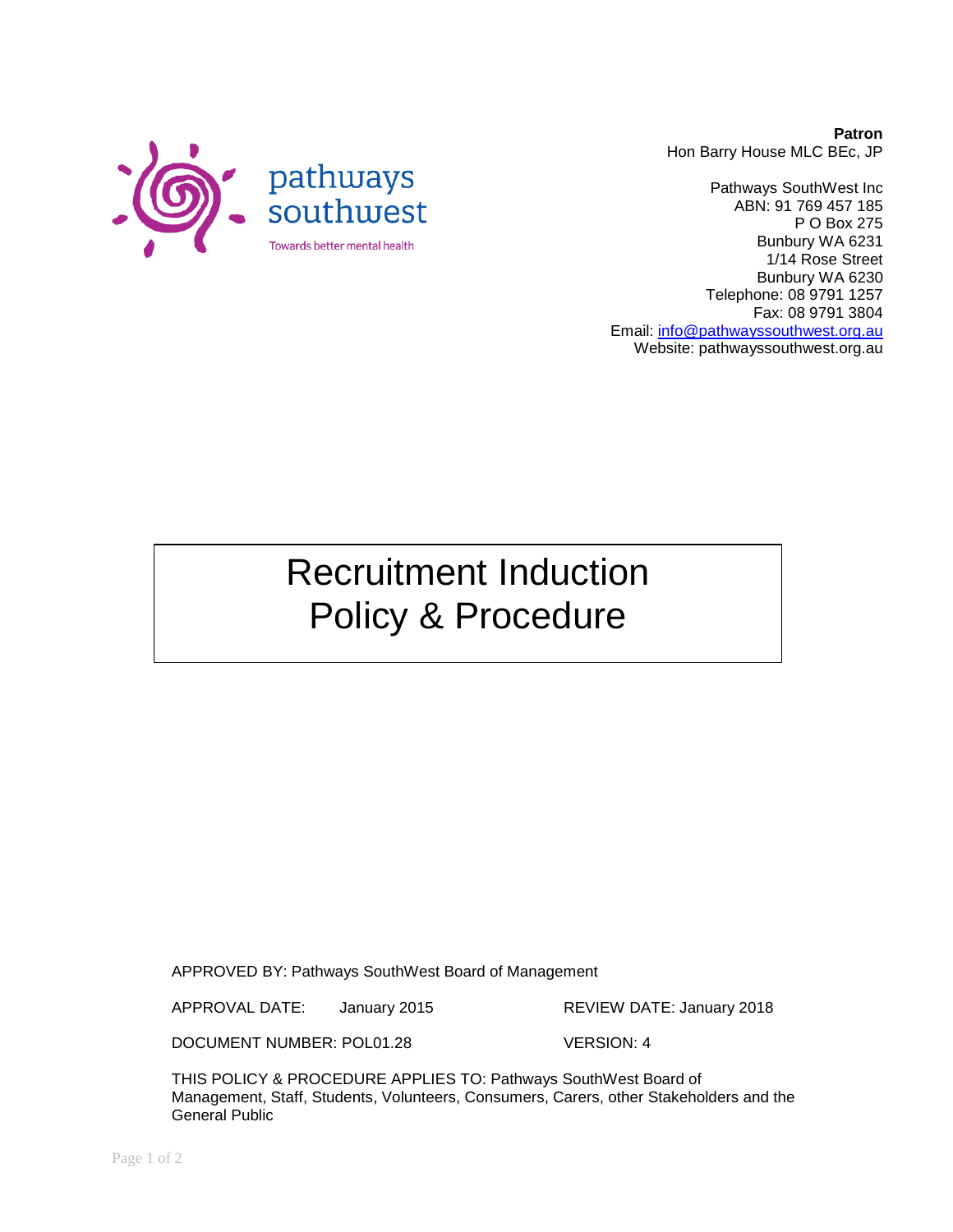pathways southwest

Towards better mental health

**Patron**
Hon Barry House MLC BEc, JP

Pathways SouthWest Inc
ABN: 91 769 457 185
P O Box 275
Bunbury WA 6231
1/14 Rose Street
Bunbury WA 6230
Telephone: 08 9791 1257
Fax: 08 9791 3804
Email: info@pathwayssouthwest.org.au
Website: pathwayssouthwest.org.au

# Recruitment Induction Policy & Procedure

APPROVED BY: Pathways SouthWest Board of Management

APPROVAL DATE: January 2015 REVIEW DATE: January 2018

DOCUMENT NUMBER: POL01.28 VERSION: 4

THIS POLICY & PROCEDURE APPLIES TO: Pathways SouthWest Board of Management, Staff, Students, Volunteers, Consumers, Carers, other Stakeholders and the General Public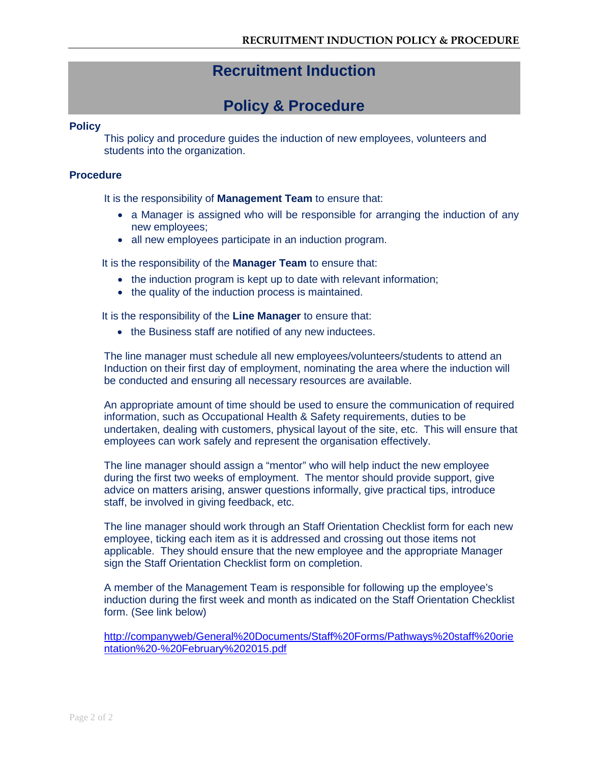# Recruitment Induction

# Policy & Procedure

## Policy

This policy and procedure guides the induction of new employees, volunteers and students into the organization.

## Procedure

It is the responsibility of **Management Team** to ensure that:

- a Manager is assigned who will be responsible for arranging the induction of any new employees;
- all new employees participate in an induction program.

It is the responsibility of the **Manager Team** to ensure that:

- the induction program is kept up to date with relevant information;
- the quality of the induction process is maintained.

It is the responsibility of the **Line Manager** to ensure that:

- the Business staff are notified of any new inductees.

The line manager must schedule all new employees/volunteers/students to attend an Induction on their first day of employment, nominating the area where the induction will be conducted and ensuring all necessary resources are available.

An appropriate amount of time should be used to ensure the communication of required information, such as Occupational Health & Safety requirements, duties to be undertaken, dealing with customers, physical layout of the site, etc. This will ensure that employees can work safely and represent the organisation effectively.

The line manager should assign a "mentor" who will help induct the new employee during the first two weeks of employment. The mentor should provide support, give advice on matters arising, answer questions informally, give practical tips, introduce staff, be involved in giving feedback, etc.

The line manager should work through an Staff Orientation Checklist form for each new employee, ticking each item as it is addressed and crossing out those items not applicable. They should ensure that the new employee and the appropriate Manager sign the Staff Orientation Checklist form on completion.

A member of the Management Team is responsible for following up the employee's induction during the first week and month as indicated on the Staff Orientation Checklist form. (See link below)

http://companyweb/General%20Documents/Staff%20Forms/Pathways%20staff%20orientation%20-%20February%202015.pdf